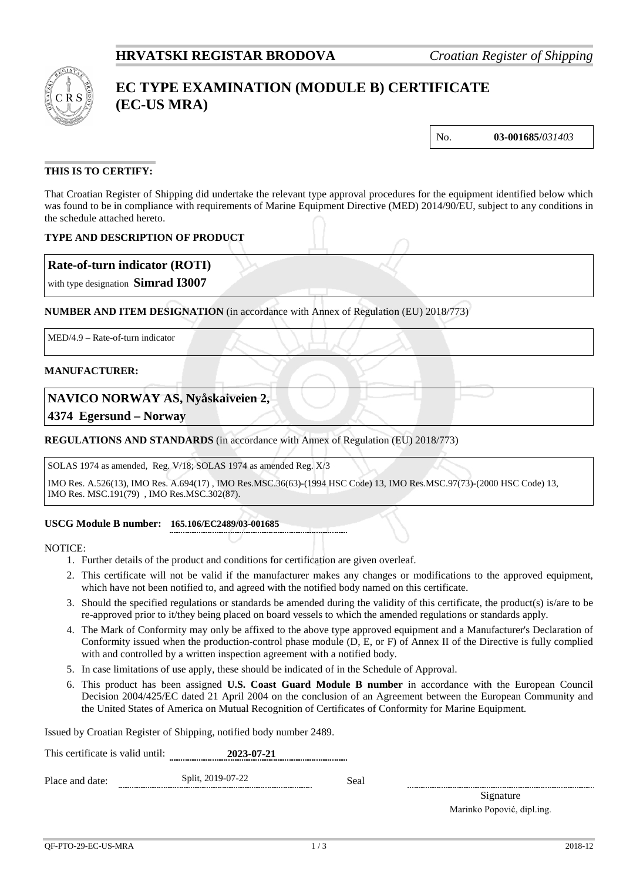**HRVATSKI REGISTAR BRODOVA** *Croatian Register of Shipping*

# EC TYPE EXAMINATION (MODULE B) CERTIFICATE (EC-US MRA)

No. **03-001685/***031403*

## THIS IS TO CERTIFY:

That Croatian Register of Shipping did undertake the relevant type approval procedures for the equipment identified below which was found to be in compliance with requirements of Marine Equipment Directive (MED) 2014/90/EU, subject to any conditions in the schedule attached hereto.

**TYPE AND DESCRIPTION OF PRODUCT**

**Rate-of-turn indicator (ROTI)**

with type designation **Simrad I3007**

**NUMBER AND ITEM DESIGNATION** (in accordance with Annex of Regulation (EU) 2018/773)

MED/4.9 – Rate-of-turn indicator

**MANUFACTURER:**

**NAVICO NORWAY AS, Nyåskaiveien 2,**
**4374 Egersund – Norway**

**REGULATIONS AND STANDARDS** (in accordance with Annex of Regulation (EU) 2018/773)

SOLAS 1974 as amended, Reg. V/18; SOLAS 1974 as amended Reg. X/3

IMO Res. A.526(13), IMO Res. A.694(17) , IMO Res.MSC.36(63)-(1994 HSC Code) 13, IMO Res.MSC.97(73)-(2000 HSC Code) 13, IMO Res. MSC.191(79) , IMO Res.MSC.302(87).

**USCG Module B number:** **165.106/EC2489/03-001685**

NOTICE:

1. Further details of the product and conditions for certification are given overleaf.
2. This certificate will not be valid if the manufacturer makes any changes or modifications to the approved equipment, which have not been notified to, and agreed with the notified body named on this certificate.
3. Should the specified regulations or standards be amended during the validity of this certificate, the product(s) is/are to be re-approved prior to it/they being placed on board vessels to which the amended regulations or standards apply.
4. The Mark of Conformity may only be affixed to the above type approved equipment and a Manufacturer's Declaration of Conformity issued when the production-control phase module (D, E, or F) of Annex II of the Directive is fully complied with and controlled by a written inspection agreement with a notified body.
5. In case limitations of use apply, these should be indicated of in the Schedule of Approval.
6. This product has been assigned **U.S. Coast Guard Module B number** in accordance with the European Council Decision 2004/425/EC dated 21 April 2004 on the conclusion of an Agreement between the European Community and the United States of America on Mutual Recognition of Certificates of Conformity for Marine Equipment.

Issued by Croatian Register of Shipping, notified body number 2489.

This certificate is valid until: **2023-07-21**

Place and date: Split, 2019-07-22

Seal

Signature
Marinko Popović, dipl.ing.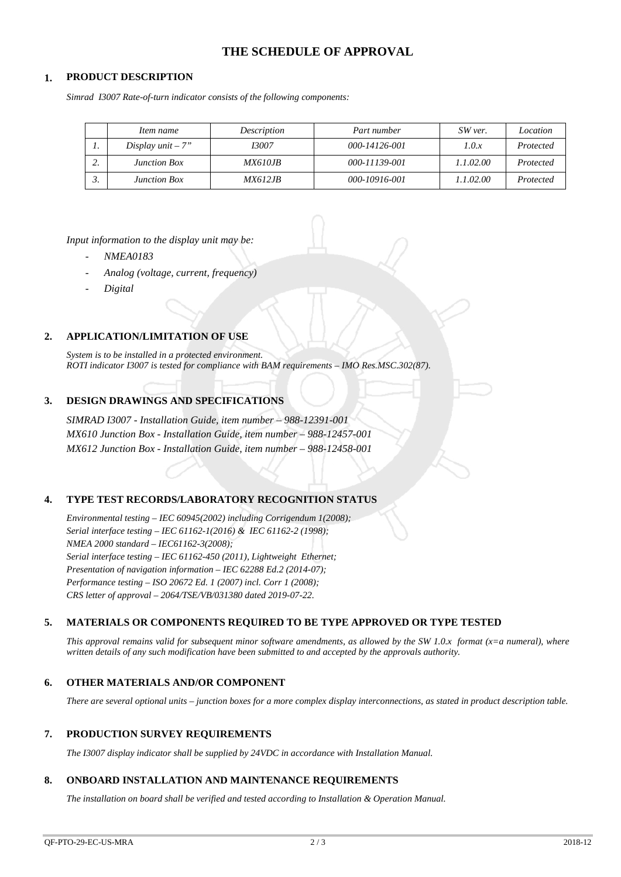# THE SCHEDULE OF APPROVAL

## 1. PRODUCT DESCRIPTION

*Simrad I3007 Rate-of-turn indicator consists of the following components:*

| | *Item name* | *Description* | *Part number* | *SW ver.* | *Location* |
|---|---|---|---|---|---|
| *1.* | *Display unit – 7"* | *I3007* | *000-14126-001* | *1.0.x* | *Protected* |
| *2.* | *Junction Box* | *MX610JB* | *000-11139-001* | *1.1.02.00* | *Protected* |
| *3.* | *Junction Box* | *MX612JB* | *000-10916-001* | *1.1.02.00* | *Protected* |

*Input information to the display unit may be:*

- *NMEA0183*
- *Analog (voltage, current, frequency)*
- *Digital*

## 2. APPLICATION/LIMITATION OF USE

*System is to be installed in a protected environment.*
*ROTI indicator I3007 is tested for compliance with BAM requirements – IMO Res.MSC.302(87).*

## 3. DESIGN DRAWINGS AND SPECIFICATIONS

*SIMRAD I3007 - Installation Guide, item number – 988-12391-001*
*MX610 Junction Box - Installation Guide, item number – 988-12457-001*
*MX612 Junction Box - Installation Guide, item number – 988-12458-001*

## 4. TYPE TEST RECORDS/LABORATORY RECOGNITION STATUS

*Environmental testing – IEC 60945(2002) including Corrigendum 1(2008);*
*Serial interface testing – IEC 61162-1(2016) & IEC 61162-2 (1998);*
*NMEA 2000 standard – IEC61162-3(2008);*
*Serial interface testing – IEC 61162-450 (2011), Lightweight Ethernet;*
*Presentation of navigation information – IEC 62288 Ed.2 (2014-07);*
*Performance testing – ISO 20672 Ed. 1 (2007) incl. Corr 1 (2008);*
*CRS letter of approval – 2064/TSE/VB/031380 dated 2019-07-22.*

## 5. MATERIALS OR COMPONENTS REQUIRED TO BE TYPE APPROVED OR TYPE TESTED

*This approval remains valid for subsequent minor software amendments, as allowed by the SW 1.0.x format (x=a numeral), where written details of any such modification have been submitted to and accepted by the approvals authority.*

## 6. OTHER MATERIALS AND/OR COMPONENT

*There are several optional units – junction boxes for a more complex display interconnections, as stated in product description table.*

## 7. PRODUCTION SURVEY REQUIREMENTS

*The I3007 display indicator shall be supplied by 24VDC in accordance with Installation Manual.*

## 8. ONBOARD INSTALLATION AND MAINTENANCE REQUIREMENTS

*The installation on board shall be verified and tested according to Installation & Operation Manual.*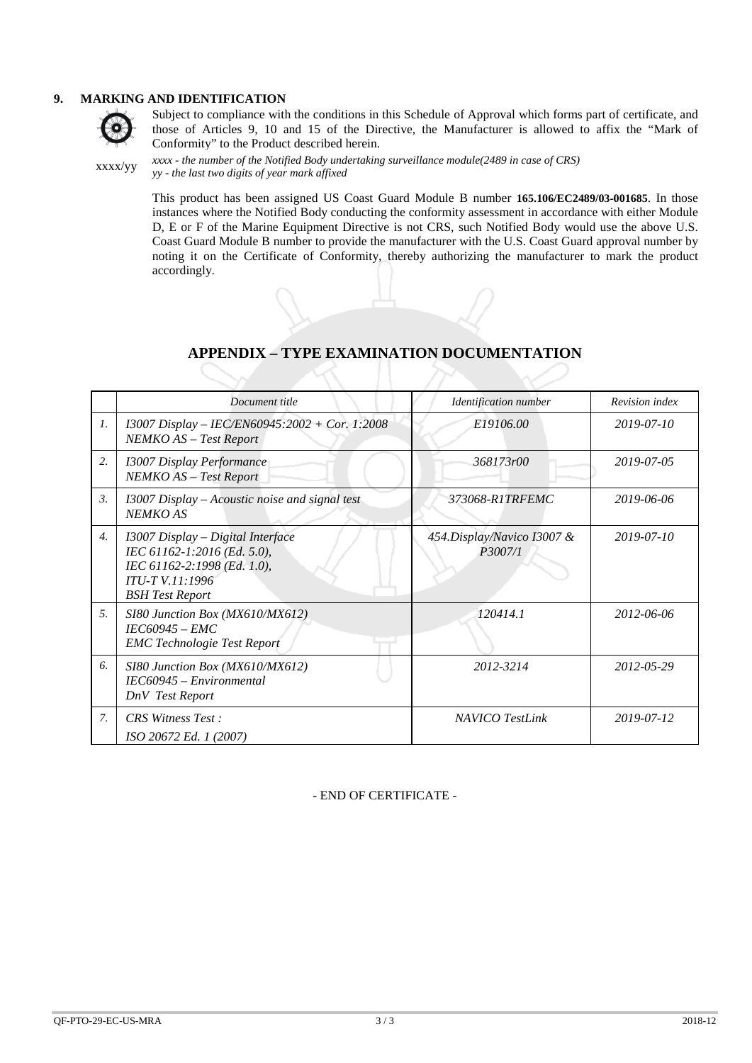## 9. MARKING AND IDENTIFICATION

Subject to compliance with the conditions in this Schedule of Approval which forms part of certificate, and those of Articles 9, 10 and 15 of the Directive, the Manufacturer is allowed to affix the "Mark of Conformity" to the Product described herein.

xxxx/yy

*xxxx - the number of the Notified Body undertaking surveillance module(2489 in case of CRS)*
*yy - the last two digits of year mark affixed*

This product has been assigned US Coast Guard Module B number **165.106/EC2489/03-001685**. In those instances where the Notified Body conducting the conformity assessment in accordance with either Module D, E or F of the Marine Equipment Directive is not CRS, such Notified Body would use the above U.S. Coast Guard Module B number to provide the manufacturer with the U.S. Coast Guard approval number by noting it on the Certificate of Conformity, thereby authorizing the manufacturer to mark the product accordingly.

# APPENDIX – TYPE EXAMINATION DOCUMENTATION

| | *Document title* | *Identification number* | *Revision index* |
|---|---|---|---|
| *1.* | *I3007 Display – IEC/EN60945:2002 + Cor. 1:2008* *NEMKO AS – Test Report* | *E19106.00* | *2019-07-10* |
| *2.* | *I3007 Display Performance* *NEMKO AS – Test Report* | *368173r00* | *2019-07-05* |
| *3.* | *I3007 Display – Acoustic noise and signal test* *NEMKO AS* | *373068-R1TRFEMC* | *2019-06-06* |
| *4.* | *I3007 Display – Digital Interface* *IEC 61162-1:2016 (Ed. 5.0),* *IEC 61162-2:1998 (Ed. 1.0),* *ITU-T V.11:1996* *BSH Test Report* | *454.Display/Navico I3007 & P3007/1* | *2019-07-10* |
| *5.* | *SI80 Junction Box (MX610/MX612)* *IEC60945 – EMC* *EMC Technologie Test Report* | *120414.1* | *2012-06-06* |
| *6.* | *SI80 Junction Box (MX610/MX612)* *IEC60945 – Environmental* *DnV Test Report* | *2012-3214* | *2012-05-29* |
| *7.* | *CRS Witness Test :* *ISO 20672 Ed. 1 (2007)* | *NAVICO TestLink* | *2019-07-12* |

- END OF CERTIFICATE -